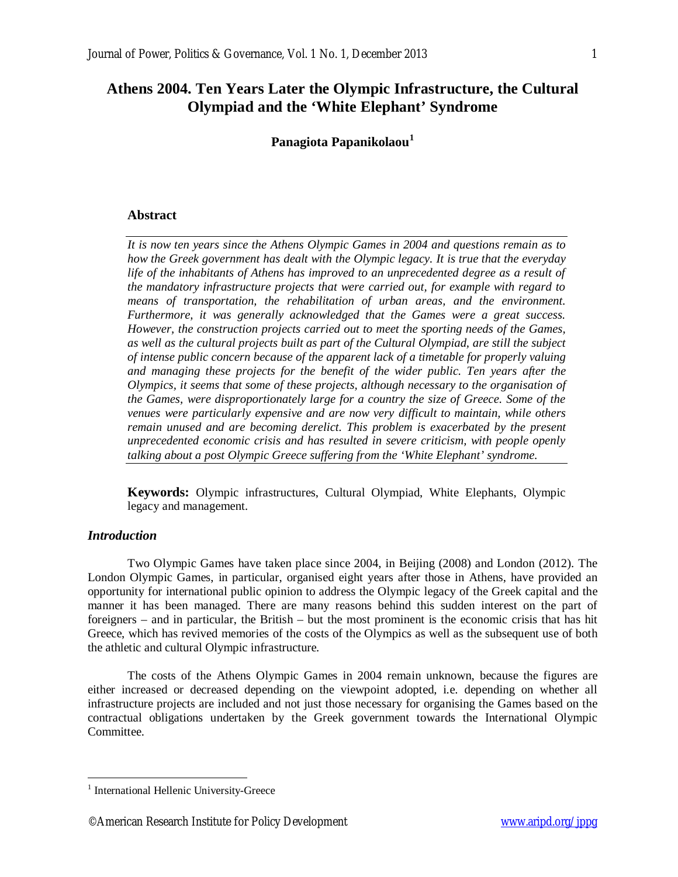# Athens 2004. Ten Years Later the Olympic Infrastructure, the Cultural Olympiad and the 'White Elephant' Syndrome

**Panagiota Papanikolaou**[1]

## Abstract

*It is now ten years since the Athens Olympic Games in 2004 and questions remain as to how the Greek government has dealt with the Olympic legacy. It is true that the everyday life of the inhabitants of Athens has improved to an unprecedented degree as a result of the mandatory infrastructure projects that were carried out, for example with regard to means of transportation, the rehabilitation of urban areas, and the environment. Furthermore, it was generally acknowledged that the Games were a great success. However, the construction projects carried out to meet the sporting needs of the Games, as well as the cultural projects built as part of the Cultural Olympiad, are still the subject of intense public concern because of the apparent lack of a timetable for properly valuing and managing these projects for the benefit of the wider public. Ten years after the Olympics, it seems that some of these projects, although necessary to the organisation of the Games, were disproportionately large for a country the size of Greece. Some of the venues were particularly expensive and are now very difficult to maintain, while others remain unused and are becoming derelict. This problem is exacerbated by the present unprecedented economic crisis and has resulted in severe criticism, with people openly talking about a post Olympic Greece suffering from the 'White Elephant' syndrome.*

**Keywords:** Olympic infrastructures, Cultural Olympiad, White Elephants, Olympic legacy and management.

## *Introduction*

Two Olympic Games have taken place since 2004, in Beijing (2008) and London (2012). The London Olympic Games, in particular, organised eight years after those in Athens, have provided an opportunity for international public opinion to address the Olympic legacy of the Greek capital and the manner it has been managed. There are many reasons behind this sudden interest on the part of foreigners – and in particular, the British – but the most prominent is the economic crisis that has hit Greece, which has revived memories of the costs of the Olympics as well as the subsequent use of both the athletic and cultural Olympic infrastructure.

The costs of the Athens Olympic Games in 2004 remain unknown, because the figures are either increased or decreased depending on the viewpoint adopted, i.e. depending on whether all infrastructure projects are included and not just those necessary for organising the Games based on the contractual obligations undertaken by the Greek government towards the International Olympic Committee.

---

[1] International Hellenic University-Greece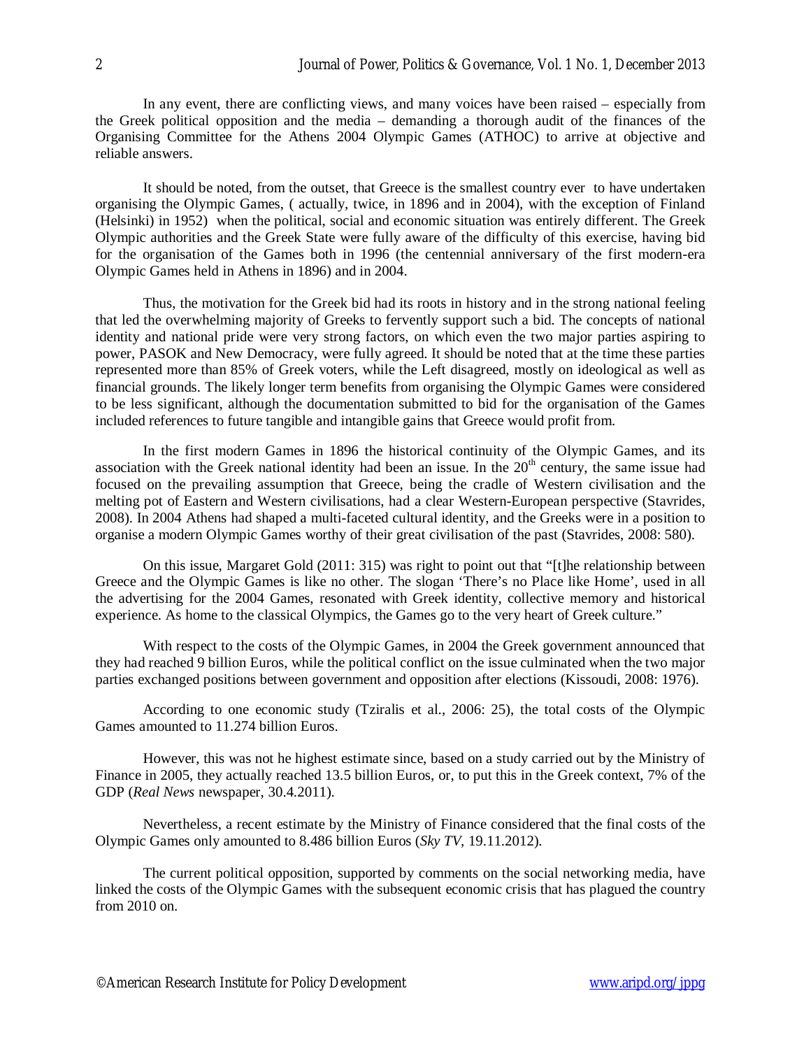In any event, there are conflicting views, and many voices have been raised – especially from the Greek political opposition and the media – demanding a thorough audit of the finances of the Organising Committee for the Athens 2004 Olympic Games (ATHOC) to arrive at objective and reliable answers.

It should be noted, from the outset, that Greece is the smallest country ever to have undertaken organising the Olympic Games, ( actually, twice, in 1896 and in 2004), with the exception of Finland (Helsinki) in 1952) when the political, social and economic situation was entirely different. The Greek Olympic authorities and the Greek State were fully aware of the difficulty of this exercise, having bid for the organisation of the Games both in 1996 (the centennial anniversary of the first modern-era Olympic Games held in Athens in 1896) and in 2004.

Thus, the motivation for the Greek bid had its roots in history and in the strong national feeling that led the overwhelming majority of Greeks to fervently support such a bid. The concepts of national identity and national pride were very strong factors, on which even the two major parties aspiring to power, PASOK and New Democracy, were fully agreed. It should be noted that at the time these parties represented more than 85% of Greek voters, while the Left disagreed, mostly on ideological as well as financial grounds. The likely longer term benefits from organising the Olympic Games were considered to be less significant, although the documentation submitted to bid for the organisation of the Games included references to future tangible and intangible gains that Greece would profit from.

In the first modern Games in 1896 the historical continuity of the Olympic Games, and its association with the Greek national identity had been an issue. In the 20th century, the same issue had focused on the prevailing assumption that Greece, being the cradle of Western civilisation and the melting pot of Eastern and Western civilisations, had a clear Western-European perspective (Stavrides, 2008). In 2004 Athens had shaped a multi-faceted cultural identity, and the Greeks were in a position to organise a modern Olympic Games worthy of their great civilisation of the past (Stavrides, 2008: 580).

On this issue, Margaret Gold (2011: 315) was right to point out that "[t]he relationship between Greece and the Olympic Games is like no other. The slogan 'There's no Place like Home', used in all the advertising for the 2004 Games, resonated with Greek identity, collective memory and historical experience. As home to the classical Olympics, the Games go to the very heart of Greek culture."

With respect to the costs of the Olympic Games, in 2004 the Greek government announced that they had reached 9 billion Euros, while the political conflict on the issue culminated when the two major parties exchanged positions between government and opposition after elections (Kissoudi, 2008: 1976).

According to one economic study (Tziralis et al., 2006: 25), the total costs of the Olympic Games amounted to 11.274 billion Euros.

However, this was not he highest estimate since, based on a study carried out by the Ministry of Finance in 2005, they actually reached 13.5 billion Euros, or, to put this in the Greek context, 7% of the GDP (*Real News* newspaper, 30.4.2011).

Nevertheless, a recent estimate by the Ministry of Finance considered that the final costs of the Olympic Games only amounted to 8.486 billion Euros (*Sky TV*, 19.11.2012).

The current political opposition, supported by comments on the social networking media, have linked the costs of the Olympic Games with the subsequent economic crisis that has plagued the country from 2010 on.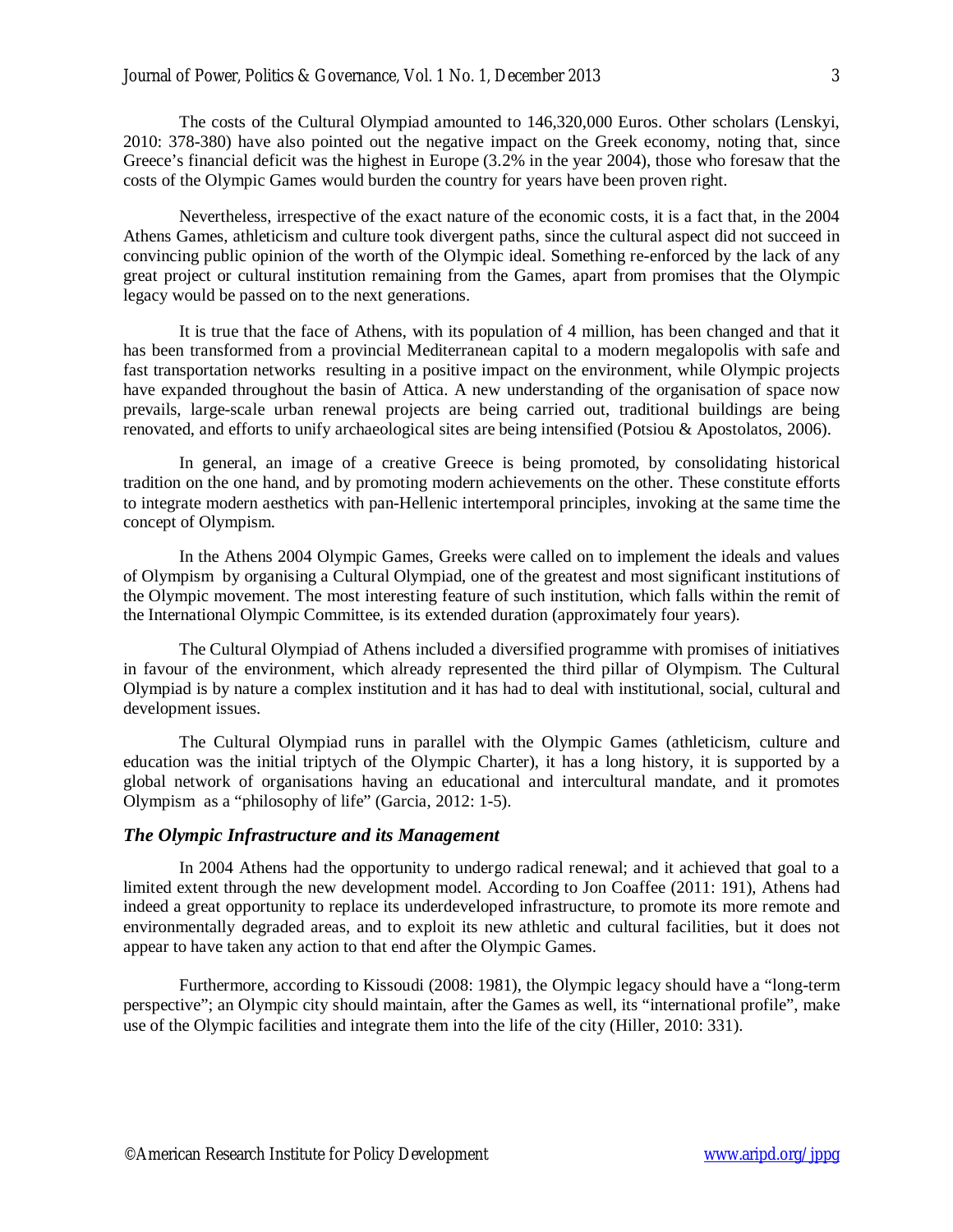The costs of the Cultural Olympiad amounted to 146,320,000 Euros. Other scholars (Lenskyi, 2010: 378-380) have also pointed out the negative impact on the Greek economy, noting that, since Greece's financial deficit was the highest in Europe (3.2% in the year 2004), those who foresaw that the costs of the Olympic Games would burden the country for years have been proven right.

Nevertheless, irrespective of the exact nature of the economic costs, it is a fact that, in the 2004 Athens Games, athleticism and culture took divergent paths, since the cultural aspect did not succeed in convincing public opinion of the worth of the Olympic ideal. Something re-enforced by the lack of any great project or cultural institution remaining from the Games, apart from promises that the Olympic legacy would be passed on to the next generations.

It is true that the face of Athens, with its population of 4 million, has been changed and that it has been transformed from a provincial Mediterranean capital to a modern megalopolis with safe and fast transportation networks resulting in a positive impact on the environment, while Olympic projects have expanded throughout the basin of Attica. A new understanding of the organisation of space now prevails, large-scale urban renewal projects are being carried out, traditional buildings are being renovated, and efforts to unify archaeological sites are being intensified (Potsiou & Apostolatos, 2006).

In general, an image of a creative Greece is being promoted, by consolidating historical tradition on the one hand, and by promoting modern achievements on the other. These constitute efforts to integrate modern aesthetics with pan-Hellenic intertemporal principles, invoking at the same time the concept of Olympism.

In the Athens 2004 Olympic Games, Greeks were called on to implement the ideals and values of Olympism by organising a Cultural Olympiad, one of the greatest and most significant institutions of the Olympic movement. The most interesting feature of such institution, which falls within the remit of the International Olympic Committee, is its extended duration (approximately four years).

The Cultural Olympiad of Athens included a diversified programme with promises of initiatives in favour of the environment, which already represented the third pillar of Olympism. The Cultural Olympiad is by nature a complex institution and it has had to deal with institutional, social, cultural and development issues.

The Cultural Olympiad runs in parallel with the Olympic Games (athleticism, culture and education was the initial triptych of the Olympic Charter), it has a long history, it is supported by a global network of organisations having an educational and intercultural mandate, and it promotes Olympism as a "philosophy of life" (Garcia, 2012: 1-5).

### *The Olympic Infrastructure and its Management*

In 2004 Athens had the opportunity to undergo radical renewal; and it achieved that goal to a limited extent through the new development model. According to Jon Coaffee (2011: 191), Athens had indeed a great opportunity to replace its underdeveloped infrastructure, to promote its more remote and environmentally degraded areas, and to exploit its new athletic and cultural facilities, but it does not appear to have taken any action to that end after the Olympic Games.

Furthermore, according to Kissoudi (2008: 1981), the Olympic legacy should have a "long-term perspective"; an Olympic city should maintain, after the Games as well, its "international profile", make use of the Olympic facilities and integrate them into the life of the city (Hiller, 2010: 331).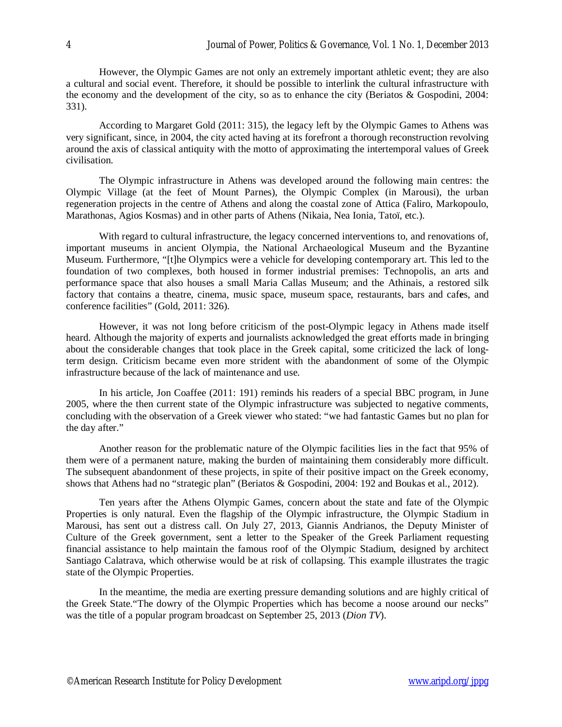However, the Olympic Games are not only an extremely important athletic event; they are also a cultural and social event. Therefore, it should be possible to interlink the cultural infrastructure with the economy and the development of the city, so as to enhance the city (Beriatos & Gospodini, 2004: 331).

According to Margaret Gold (2011: 315), the legacy left by the Olympic Games to Athens was very significant, since, in 2004, the city acted having at its forefront a thorough reconstruction revolving around the axis of classical antiquity with the motto of approximating the intertemporal values of Greek civilisation.

The Olympic infrastructure in Athens was developed around the following main centres: the Olympic Village (at the feet of Mount Parnes), the Olympic Complex (in Marousi), the urban regeneration projects in the centre of Athens and along the coastal zone of Attica (Faliro, Markopoulo, Marathonas, Agios Kosmas) and in other parts of Athens (Nikaia, Nea Ionia, Tatoï, etc.).

With regard to cultural infrastructure, the legacy concerned interventions to, and renovations of, important museums in ancient Olympia, the National Archaeological Museum and the Byzantine Museum. Furthermore, "[t]he Olympics were a vehicle for developing contemporary art. This led to the foundation of two complexes, both housed in former industrial premises: Technopolis, an arts and performance space that also houses a small Maria Callas Museum; and the Athinais, a restored silk factory that contains a theatre, cinema, music space, museum space, restaurants, bars and cafes, and conference facilities" (Gold, 2011: 326).

However, it was not long before criticism of the post-Olympic legacy in Athens made itself heard. Although the majority of experts and journalists acknowledged the great efforts made in bringing about the considerable changes that took place in the Greek capital, some criticized the lack of long-term design. Criticism became even more strident with the abandonment of some of the Olympic infrastructure because of the lack of maintenance and use.

In his article, Jon Coaffee (2011: 191) reminds his readers of a special BBC program, in June 2005, where the then current state of the Olympic infrastructure was subjected to negative comments, concluding with the observation of a Greek viewer who stated: "we had fantastic Games but no plan for the day after."

Another reason for the problematic nature of the Olympic facilities lies in the fact that 95% of them were of a permanent nature, making the burden of maintaining them considerably more difficult. The subsequent abandonment of these projects, in spite of their positive impact on the Greek economy, shows that Athens had no "strategic plan" (Beriatos & Gospodini, 2004: 192 and Boukas et al., 2012).

Ten years after the Athens Olympic Games, concern about the state and fate of the Olympic Properties is only natural. Even the flagship of the Olympic infrastructure, the Olympic Stadium in Marousi, has sent out a distress call. On July 27, 2013, Giannis Andrianos, the Deputy Minister of Culture of the Greek government, sent a letter to the Speaker of the Greek Parliament requesting financial assistance to help maintain the famous roof of the Olympic Stadium, designed by architect Santiago Calatrava, which otherwise would be at risk of collapsing. This example illustrates the tragic state of the Olympic Properties.

In the meantime, the media are exerting pressure demanding solutions and are highly critical of the Greek State. "The dowry of the Olympic Properties which has become a noose around our necks" was the title of a popular program broadcast on September 25, 2013 (*Dion TV*).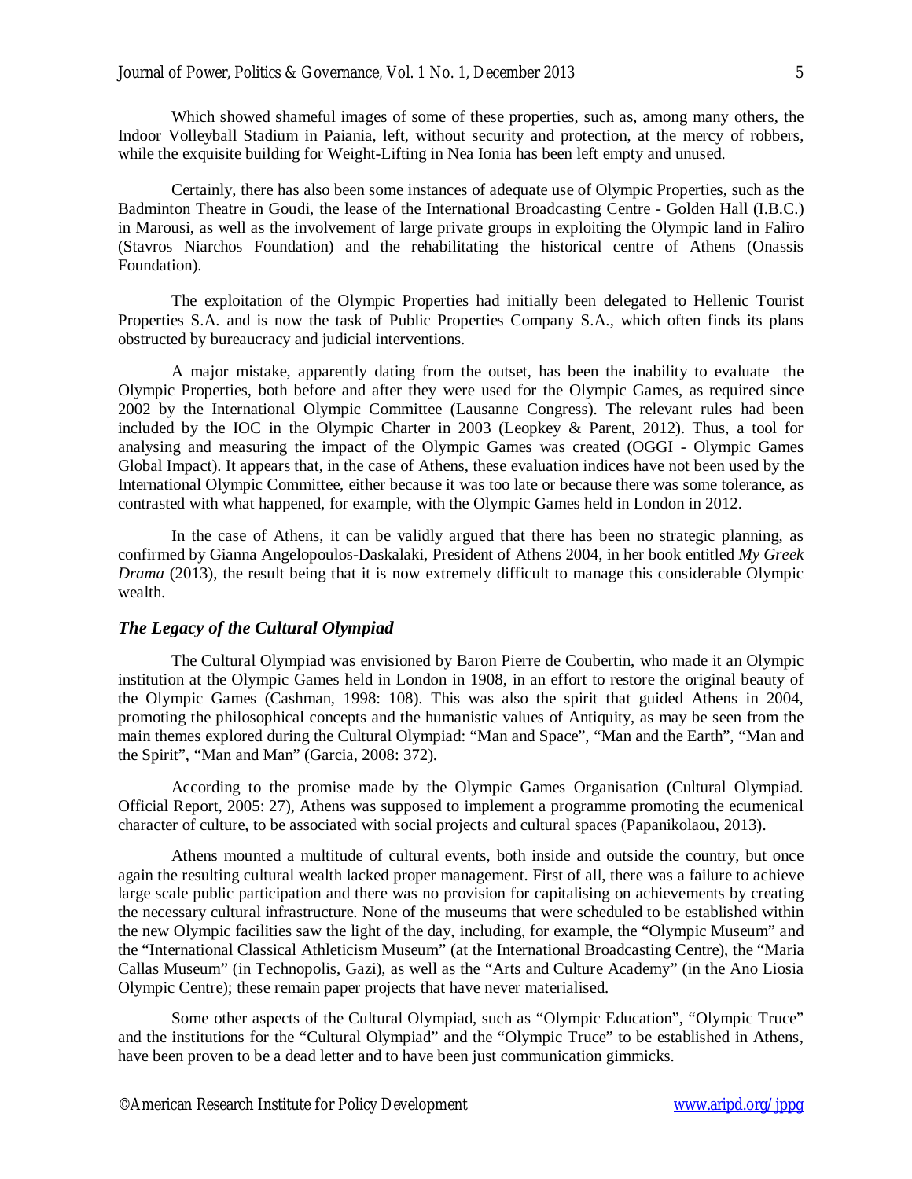Which showed shameful images of some of these properties, such as, among many others, the Indoor Volleyball Stadium in Paiania, left, without security and protection, at the mercy of robbers, while the exquisite building for Weight-Lifting in Nea Ionia has been left empty and unused.

Certainly, there has also been some instances of adequate use of Olympic Properties, such as the Badminton Theatre in Goudi, the lease of the International Broadcasting Centre - Golden Hall (I.B.C.) in Marousi, as well as the involvement of large private groups in exploiting the Olympic land in Faliro (Stavros Niarchos Foundation) and the rehabilitating the historical centre of Athens (Onassis Foundation).

The exploitation of the Olympic Properties had initially been delegated to Hellenic Tourist Properties S.A. and is now the task of Public Properties Company S.A., which often finds its plans obstructed by bureaucracy and judicial interventions.

A major mistake, apparently dating from the outset, has been the inability to evaluate the Olympic Properties, both before and after they were used for the Olympic Games, as required since 2002 by the International Olympic Committee (Lausanne Congress). The relevant rules had been included by the IOC in the Olympic Charter in 2003 (Leopkey & Parent, 2012). Thus, a tool for analysing and measuring the impact of the Olympic Games was created (OGGI - Olympic Games Global Impact). It appears that, in the case of Athens, these evaluation indices have not been used by the International Olympic Committee, either because it was too late or because there was some tolerance, as contrasted with what happened, for example, with the Olympic Games held in London in 2012.

In the case of Athens, it can be validly argued that there has been no strategic planning, as confirmed by Gianna Angelopoulos-Daskalaki, President of Athens 2004, in her book entitled *My Greek Drama* (2013), the result being that it is now extremely difficult to manage this considerable Olympic wealth.

### *The Legacy of the Cultural Olympiad*

The Cultural Olympiad was envisioned by Baron Pierre de Coubertin, who made it an Olympic institution at the Olympic Games held in London in 1908, in an effort to restore the original beauty of the Olympic Games (Cashman, 1998: 108). This was also the spirit that guided Athens in 2004, promoting the philosophical concepts and the humanistic values of Antiquity, as may be seen from the main themes explored during the Cultural Olympiad: "Man and Space", "Man and the Earth", "Man and the Spirit", "Man and Man" (Garcia, 2008: 372).

According to the promise made by the Olympic Games Organisation (Cultural Olympiad. Official Report, 2005: 27), Athens was supposed to implement a programme promoting the ecumenical character of culture, to be associated with social projects and cultural spaces (Papanikolaou, 2013).

Athens mounted a multitude of cultural events, both inside and outside the country, but once again the resulting cultural wealth lacked proper management. First of all, there was a failure to achieve large scale public participation and there was no provision for capitalising on achievements by creating the necessary cultural infrastructure. None of the museums that were scheduled to be established within the new Olympic facilities saw the light of the day, including, for example, the "Olympic Museum" and the "International Classical Athleticism Museum" (at the International Broadcasting Centre), the "Maria Callas Museum" (in Technopolis, Gazi), as well as the "Arts and Culture Academy" (in the Ano Liosia Olympic Centre); these remain paper projects that have never materialised.

Some other aspects of the Cultural Olympiad, such as "Olympic Education", "Olympic Truce" and the institutions for the "Cultural Olympiad" and the "Olympic Truce" to be established in Athens, have been proven to be a dead letter and to have been just communication gimmicks.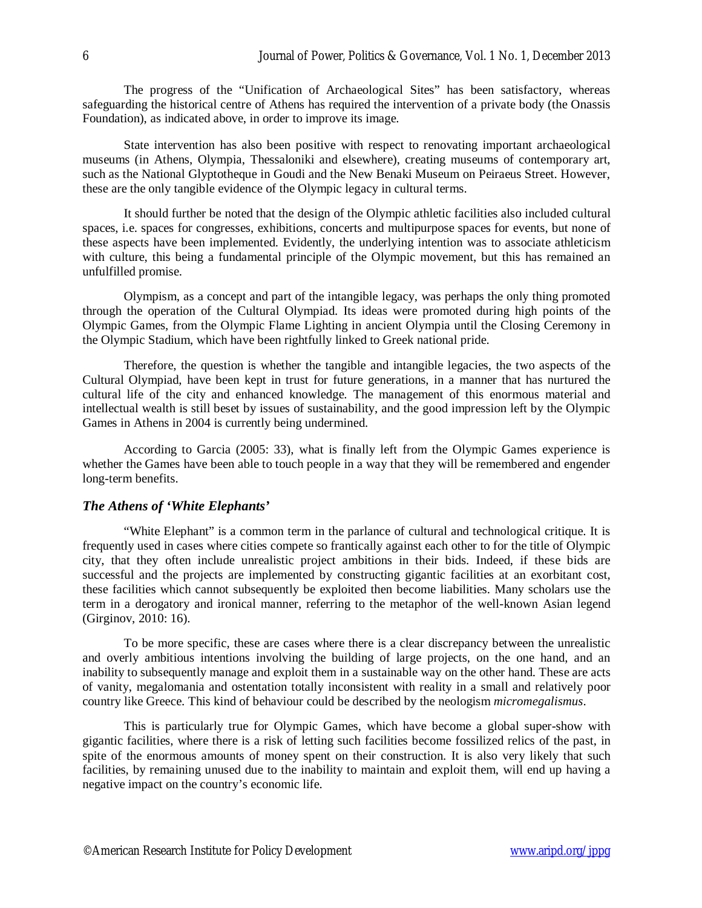The progress of the "Unification of Archaeological Sites" has been satisfactory, whereas safeguarding the historical centre of Athens has required the intervention of a private body (the Onassis Foundation), as indicated above, in order to improve its image.

State intervention has also been positive with respect to renovating important archaeological museums (in Athens, Olympia, Thessaloniki and elsewhere), creating museums of contemporary art, such as the National Glyptotheque in Goudi and the New Benaki Museum on Peiraeus Street. However, these are the only tangible evidence of the Olympic legacy in cultural terms.

It should further be noted that the design of the Olympic athletic facilities also included cultural spaces, i.e. spaces for congresses, exhibitions, concerts and multipurpose spaces for events, but none of these aspects have been implemented. Evidently, the underlying intention was to associate athleticism with culture, this being a fundamental principle of the Olympic movement, but this has remained an unfulfilled promise.

Olympism, as a concept and part of the intangible legacy, was perhaps the only thing promoted through the operation of the Cultural Olympiad. Its ideas were promoted during high points of the Olympic Games, from the Olympic Flame Lighting in ancient Olympia until the Closing Ceremony in the Olympic Stadium, which have been rightfully linked to Greek national pride.

Therefore, the question is whether the tangible and intangible legacies, the two aspects of the Cultural Olympiad, have been kept in trust for future generations, in a manner that has nurtured the cultural life of the city and enhanced knowledge. The management of this enormous material and intellectual wealth is still beset by issues of sustainability, and the good impression left by the Olympic Games in Athens in 2004 is currently being undermined.

According to Garcia (2005: 33), what is finally left from the Olympic Games experience is whether the Games have been able to touch people in a way that they will be remembered and engender long-term benefits.

### *The Athens of 'White Elephants'*

"White Elephant" is a common term in the parlance of cultural and technological critique. It is frequently used in cases where cities compete so frantically against each other to for the title of Olympic city, that they often include unrealistic project ambitions in their bids. Indeed, if these bids are successful and the projects are implemented by constructing gigantic facilities at an exorbitant cost, these facilities which cannot subsequently be exploited then become liabilities. Many scholars use the term in a derogatory and ironical manner, referring to the metaphor of the well-known Asian legend (Girginov, 2010: 16).

To be more specific, these are cases where there is a clear discrepancy between the unrealistic and overly ambitious intentions involving the building of large projects, on the one hand, and an inability to subsequently manage and exploit them in a sustainable way on the other hand. These are acts of vanity, megalomania and ostentation totally inconsistent with reality in a small and relatively poor country like Greece. This kind of behaviour could be described by the neologism *micromegalismus*.

This is particularly true for Olympic Games, which have become a global super-show with gigantic facilities, where there is a risk of letting such facilities become fossilized relics of the past, in spite of the enormous amounts of money spent on their construction. It is also very likely that such facilities, by remaining unused due to the inability to maintain and exploit them, will end up having a negative impact on the country's economic life.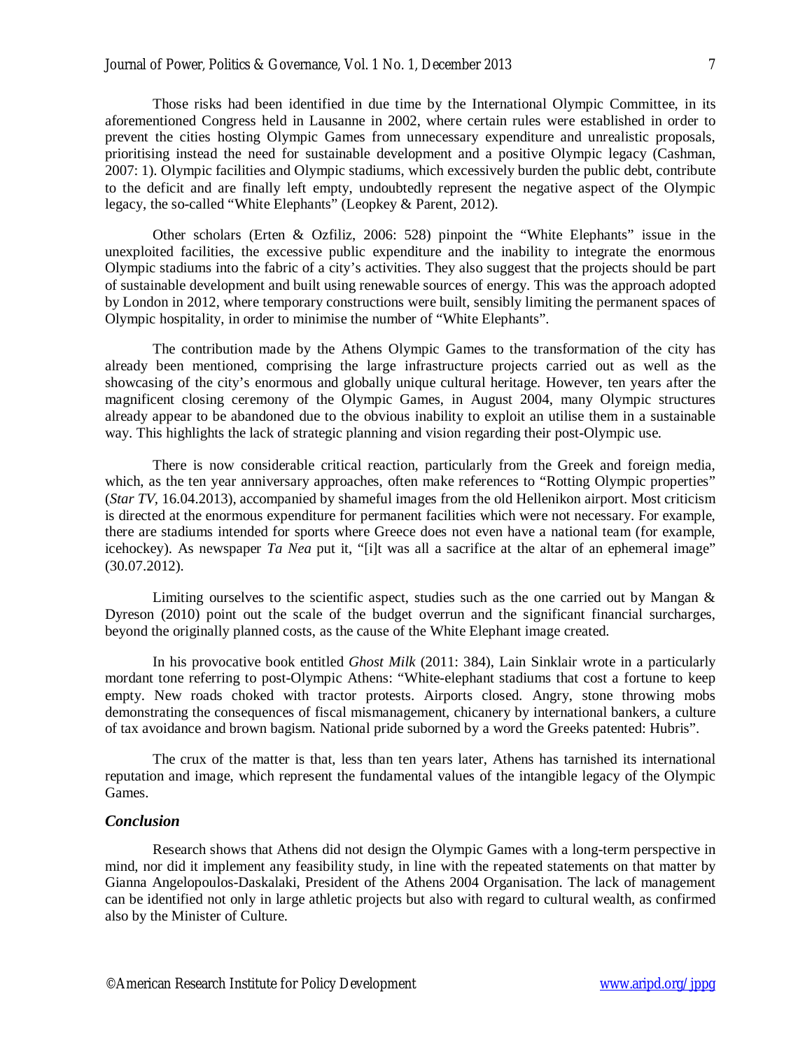Those risks had been identified in due time by the International Olympic Committee, in its aforementioned Congress held in Lausanne in 2002, where certain rules were established in order to prevent the cities hosting Olympic Games from unnecessary expenditure and unrealistic proposals, prioritising instead the need for sustainable development and a positive Olympic legacy (Cashman, 2007: 1). Olympic facilities and Olympic stadiums, which excessively burden the public debt, contribute to the deficit and are finally left empty, undoubtedly represent the negative aspect of the Olympic legacy, the so-called "White Elephants" (Leopkey & Parent, 2012).

Other scholars (Erten & Ozfiliz, 2006: 528) pinpoint the "White Elephants" issue in the unexploited facilities, the excessive public expenditure and the inability to integrate the enormous Olympic stadiums into the fabric of a city's activities. They also suggest that the projects should be part of sustainable development and built using renewable sources of energy. This was the approach adopted by London in 2012, where temporary constructions were built, sensibly limiting the permanent spaces of Olympic hospitality, in order to minimise the number of "White Elephants".

The contribution made by the Athens Olympic Games to the transformation of the city has already been mentioned, comprising the large infrastructure projects carried out as well as the showcasing of the city's enormous and globally unique cultural heritage. However, ten years after the magnificent closing ceremony of the Olympic Games, in August 2004, many Olympic structures already appear to be abandoned due to the obvious inability to exploit an utilise them in a sustainable way. This highlights the lack of strategic planning and vision regarding their post-Olympic use.

There is now considerable critical reaction, particularly from the Greek and foreign media, which, as the ten year anniversary approaches, often make references to "Rotting Olympic properties" (*Star TV*, 16.04.2013), accompanied by shameful images from the old Hellenikon airport. Most criticism is directed at the enormous expenditure for permanent facilities which were not necessary. For example, there are stadiums intended for sports where Greece does not even have a national team (for example, icehockey). As newspaper *Ta Nea* put it, "[i]t was all a sacrifice at the altar of an ephemeral image" (30.07.2012).

Limiting ourselves to the scientific aspect, studies such as the one carried out by Mangan & Dyreson (2010) point out the scale of the budget overrun and the significant financial surcharges, beyond the originally planned costs, as the cause of the White Elephant image created.

In his provocative book entitled *Ghost Milk* (2011: 384), Lain Sinklair wrote in a particularly mordant tone referring to post-Olympic Athens: "White-elephant stadiums that cost a fortune to keep empty. New roads choked with tractor protests. Airports closed. Angry, stone throwing mobs demonstrating the consequences of fiscal mismanagement, chicanery by international bankers, a culture of tax avoidance and brown bagism. National pride suborned by a word the Greeks patented: Hubris".

The crux of the matter is that, less than ten years later, Athens has tarnished its international reputation and image, which represent the fundamental values of the intangible legacy of the Olympic Games.

## *Conclusion*

Research shows that Athens did not design the Olympic Games with a long-term perspective in mind, nor did it implement any feasibility study, in line with the repeated statements on that matter by Gianna Angelopoulos-Daskalaki, President of the Athens 2004 Organisation. The lack of management can be identified not only in large athletic projects but also with regard to cultural wealth, as confirmed also by the Minister of Culture.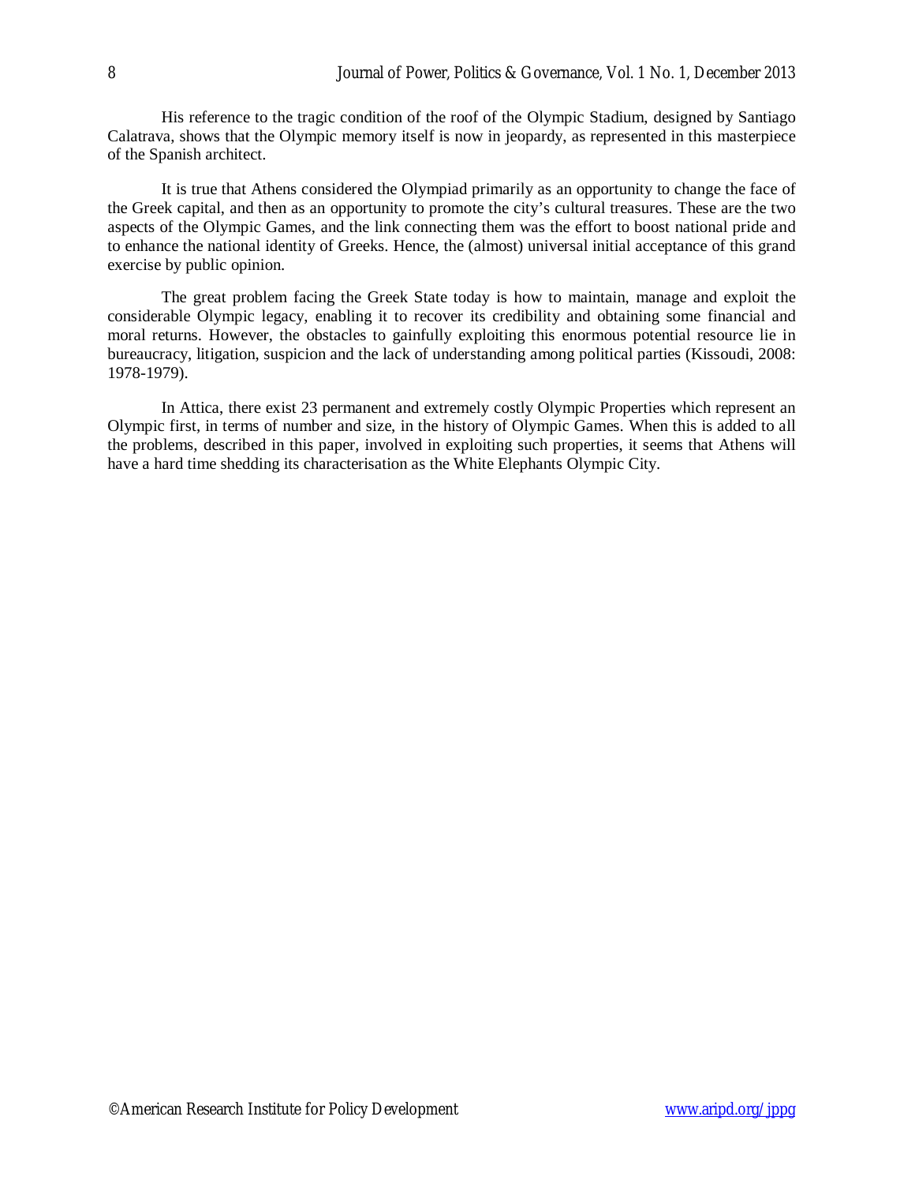His reference to the tragic condition of the roof of the Olympic Stadium, designed by Santiago Calatrava, shows that the Olympic memory itself is now in jeopardy, as represented in this masterpiece of the Spanish architect.

It is true that Athens considered the Olympiad primarily as an opportunity to change the face of the Greek capital, and then as an opportunity to promote the city's cultural treasures. These are the two aspects of the Olympic Games, and the link connecting them was the effort to boost national pride and to enhance the national identity of Greeks. Hence, the (almost) universal initial acceptance of this grand exercise by public opinion.

The great problem facing the Greek State today is how to maintain, manage and exploit the considerable Olympic legacy, enabling it to recover its credibility and obtaining some financial and moral returns. However, the obstacles to gainfully exploiting this enormous potential resource lie in bureaucracy, litigation, suspicion and the lack of understanding among political parties (Kissoudi, 2008: 1978-1979).

In Attica, there exist 23 permanent and extremely costly Olympic Properties which represent an Olympic first, in terms of number and size, in the history of Olympic Games. When this is added to all the problems, described in this paper, involved in exploiting such properties, it seems that Athens will have a hard time shedding its characterisation as the White Elephants Olympic City.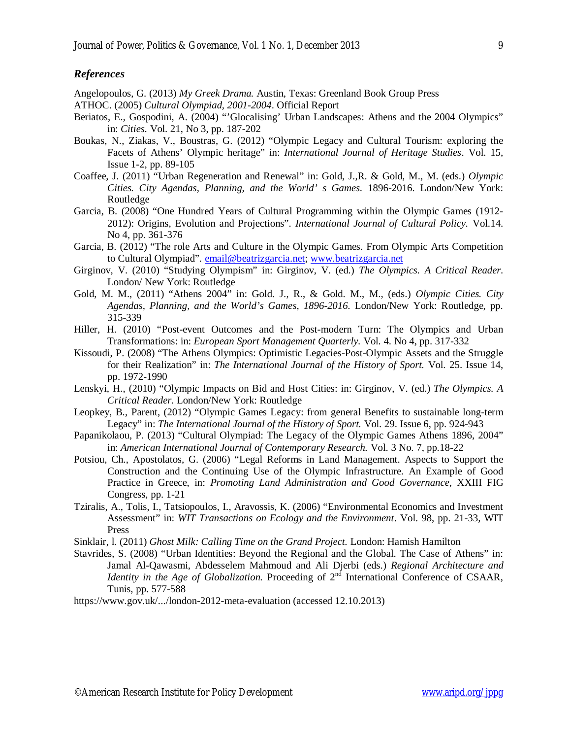### *References*

Angelopoulos, G. (2013) *My Greek Drama.* Austin, Texas: Greenland Book Group Press

ATHOC. (2005) *Cultural Olympiad, 2001-2004*. Official Report

Beriatos, E., Gospodini, A. (2004) "'Glocalising' Urban Landscapes: Athens and the 2004 Olympics" in: *Cities.* Vol. 21, No 3, pp. 187-202

Boukas, N., Ziakas, V., Boustras, G. (2012) "Olympic Legacy and Cultural Tourism: exploring the Facets of Athens' Olympic heritage" in: *International Journal of Heritage Studies*. Vol. 15, Issue 1-2, pp. 89-105

Coaffee, J. (2011) "Urban Regeneration and Renewal" in: Gold, J.,R. & Gold, M., M. (eds.) *Olympic Cities. City Agendas, Planning, and the World' s Games.* 1896-2016. London/New York: Routledge

Garcia, B. (2008) "One Hundred Years of Cultural Programming within the Olympic Games (1912-2012): Origins, Evolution and Projections". *International Journal of Cultural Policy.* Vol.14. No 4, pp. 361-376

Garcia, B. (2012) "The role Arts and Culture in the Olympic Games. From Olympic Arts Competition to Cultural Olympiad". email@beatrizgarcia.net; www.beatrizgarcia.net

Girginov, V. (2010) "Studying Olympism" in: Girginov, V. (ed.) *The Olympics. A Critical Reader.* London/ New York: Routledge

Gold, M. M., (2011) "Athens 2004" in: Gold. J., R., & Gold. M., M., (eds.) *Olympic Cities. City Agendas, Planning, and the World's Games, 1896-2016.* London/New York: Routledge, pp. 315-339

Hiller, H. (2010) "Post-event Outcomes and the Post-modern Turn: The Olympics and Urban Transformations: in: *European Sport Management Quarterly.* Vol. 4. No 4, pp. 317-332

Kissoudi, P. (2008) "The Athens Olympics: Optimistic Legacies-Post-Olympic Assets and the Struggle for their Realization" in: *The International Journal of the History of Sport.* Vol. 25. Issue 14, pp. 1972-1990

Lenskyi, H., (2010) "Olympic Impacts on Bid and Host Cities: in: Girginov, V. (ed.) *The Olympics. A Critical Reader.* London/New York: Routledge

Leopkey, B., Parent, (2012) "Olympic Games Legacy: from general Benefits to sustainable long-term Legacy" in: *The International Journal of the History of Sport.* Vol. 29. Issue 6, pp. 924-943

Papanikolaou, P. (2013) "Cultural Olympiad: The Legacy of the Olympic Games Athens 1896, 2004" in: *American International Journal of Contemporary Research.* Vol. 3 No. 7, pp.18-22

Potsiou, Ch., Apostolatos, G. (2006) "Legal Reforms in Land Management. Aspects to Support the Construction and the Continuing Use of the Olympic Infrastructure. An Example of Good Practice in Greece, in: *Promoting Land Administration and Good Governance*, XXIII FIG Congress, pp. 1-21

Tziralis, A., Tolis, I., Tatsiopoulos, I., Aravossis, K. (2006) "Environmental Economics and Investment Assessment" in: *WIT Transactions on Ecology and the Environment*. Vol. 98, pp. 21-33, WIT Press

Sinklair, l. (2011) *Ghost Milk: Calling Time on the Grand Project.* London: Hamish Hamilton

Stavrides, S. (2008) "Urban Identities: Beyond the Regional and the Global. The Case of Athens" in: Jamal Al-Qawasmi, Abdesselem Mahmoud and Ali Djerbi (eds.) *Regional Architecture and Identity in the Age of Globalization.* Proceeding of 2nd International Conference of CSAAR, Tunis, pp. 577-588

https://www.gov.uk/.../london-2012-meta-evaluation (accessed 12.10.2013)